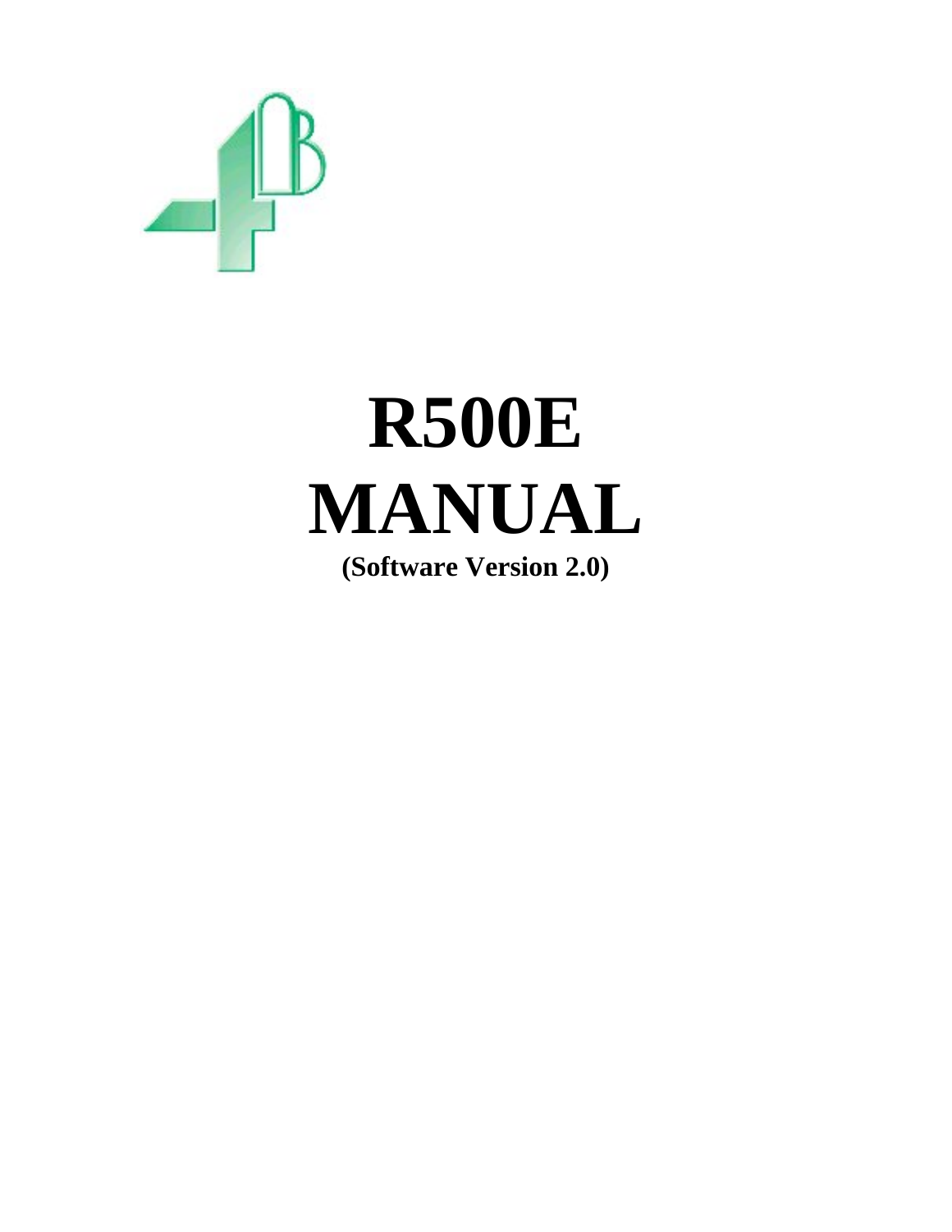# R500E MANUAL

**(Software Version 2.0)**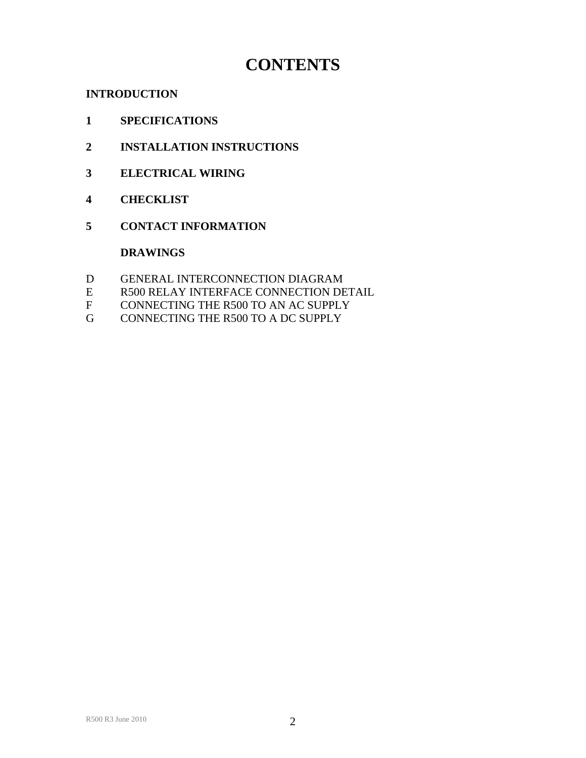# CONTENTS

**INTRODUCTION**

**1 SPECIFICATIONS**

**2 INSTALLATION INSTRUCTIONS**

**3 ELECTRICAL WIRING**

**4 CHECKLIST**

**5 CONTACT INFORMATION**

**DRAWINGS**

D GENERAL INTERCONNECTION DIAGRAM
E R500 RELAY INTERFACE CONNECTION DETAIL
F CONNECTING THE R500 TO AN AC SUPPLY
G CONNECTING THE R500 TO A DC SUPPLY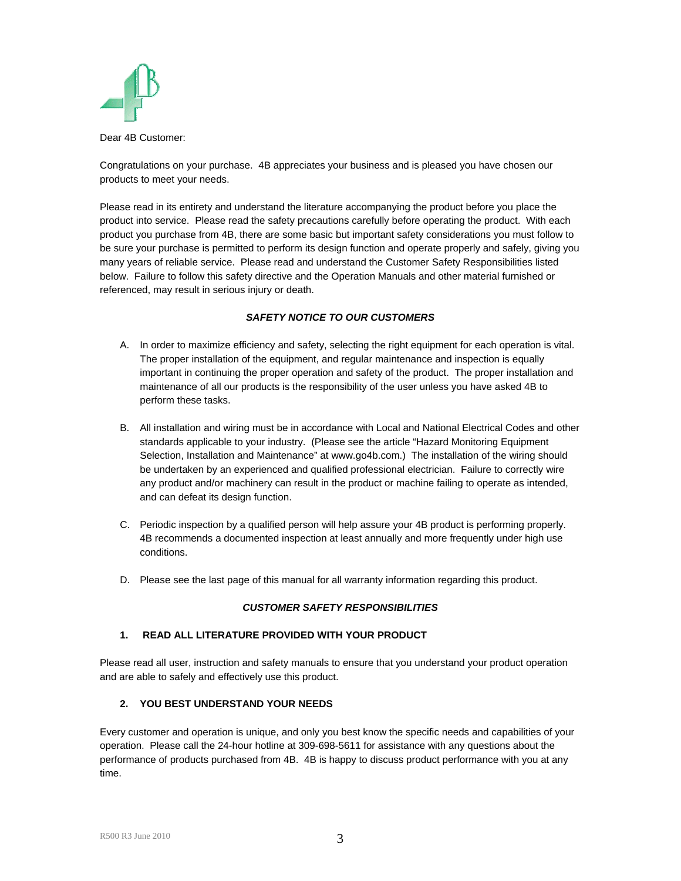Dear 4B Customer:

Congratulations on your purchase. 4B appreciates your business and is pleased you have chosen our products to meet your needs.

Please read in its entirety and understand the literature accompanying the product before you place the product into service. Please read the safety precautions carefully before operating the product. With each product you purchase from 4B, there are some basic but important safety considerations you must follow to be sure your purchase is permitted to perform its design function and operate properly and safely, giving you many years of reliable service. Please read and understand the Customer Safety Responsibilities listed below. Failure to follow this safety directive and the Operation Manuals and other material furnished or referenced, may result in serious injury or death.

### *SAFETY NOTICE TO OUR CUSTOMERS*

A. In order to maximize efficiency and safety, selecting the right equipment for each operation is vital. The proper installation of the equipment, and regular maintenance and inspection is equally important in continuing the proper operation and safety of the product. The proper installation and maintenance of all our products is the responsibility of the user unless you have asked 4B to perform these tasks.

B. All installation and wiring must be in accordance with Local and National Electrical Codes and other standards applicable to your industry. (Please see the article "Hazard Monitoring Equipment Selection, Installation and Maintenance" at www.go4b.com.) The installation of the wiring should be undertaken by an experienced and qualified professional electrician. Failure to correctly wire any product and/or machinery can result in the product or machine failing to operate as intended, and can defeat its design function.

C. Periodic inspection by a qualified person will help assure your 4B product is performing properly. 4B recommends a documented inspection at least annually and more frequently under high use conditions.

D. Please see the last page of this manual for all warranty information regarding this product.

### *CUSTOMER SAFETY RESPONSIBILITIES*

#### 1. READ ALL LITERATURE PROVIDED WITH YOUR PRODUCT

Please read all user, instruction and safety manuals to ensure that you understand your product operation and are able to safely and effectively use this product.

#### 2. YOU BEST UNDERSTAND YOUR NEEDS

Every customer and operation is unique, and only you best know the specific needs and capabilities of your operation. Please call the 24-hour hotline at 309-698-5611 for assistance with any questions about the performance of products purchased from 4B. 4B is happy to discuss product performance with you at any time.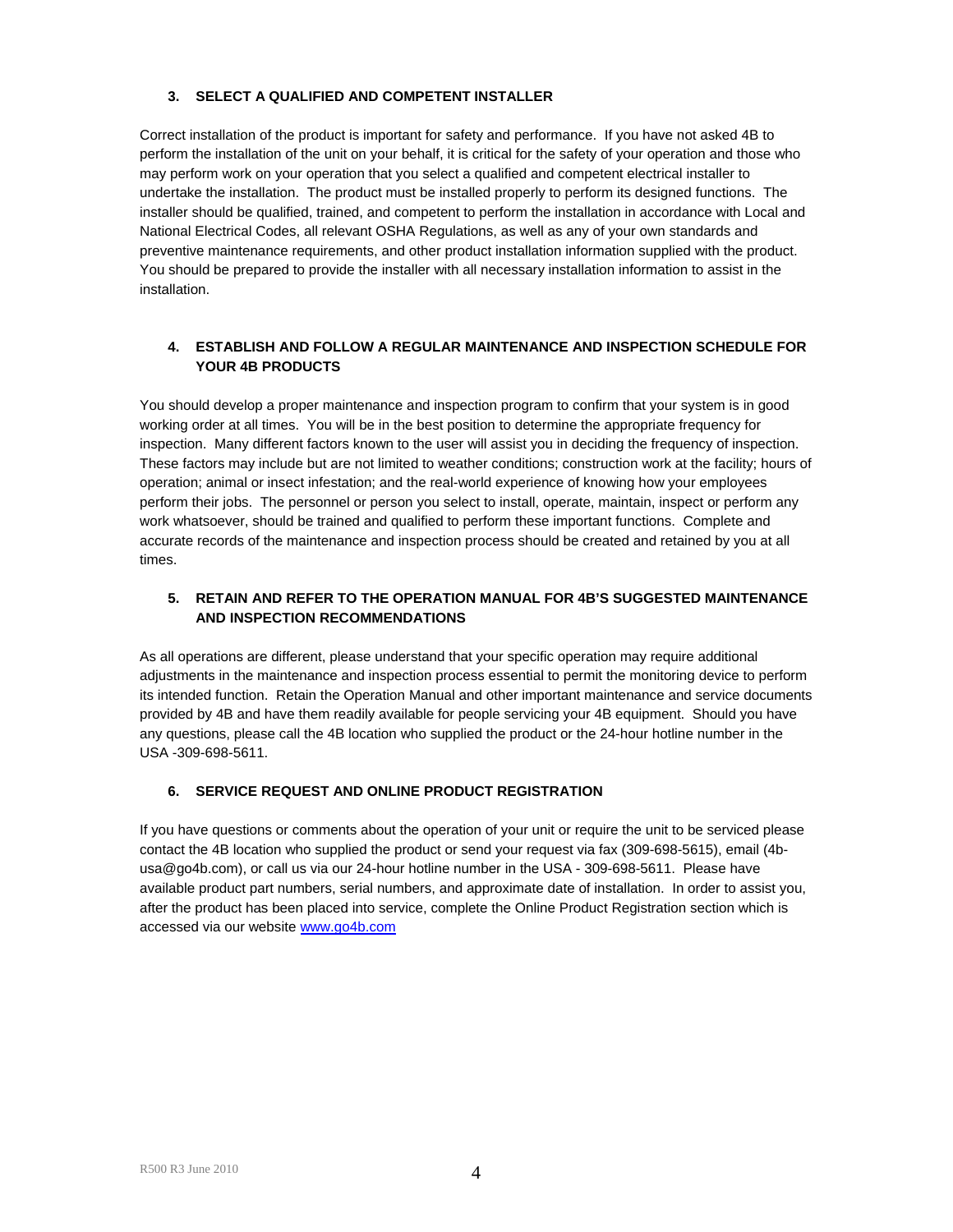### 3. SELECT A QUALIFIED AND COMPETENT INSTALLER

Correct installation of the product is important for safety and performance. If you have not asked 4B to perform the installation of the unit on your behalf, it is critical for the safety of your operation and those who may perform work on your operation that you select a qualified and competent electrical installer to undertake the installation. The product must be installed properly to perform its designed functions. The installer should be qualified, trained, and competent to perform the installation in accordance with Local and National Electrical Codes, all relevant OSHA Regulations, as well as any of your own standards and preventive maintenance requirements, and other product installation information supplied with the product. You should be prepared to provide the installer with all necessary installation information to assist in the installation.

### 4. ESTABLISH AND FOLLOW A REGULAR MAINTENANCE AND INSPECTION SCHEDULE FOR YOUR 4B PRODUCTS

You should develop a proper maintenance and inspection program to confirm that your system is in good working order at all times. You will be in the best position to determine the appropriate frequency for inspection. Many different factors known to the user will assist you in deciding the frequency of inspection. These factors may include but are not limited to weather conditions; construction work at the facility; hours of operation; animal or insect infestation; and the real-world experience of knowing how your employees perform their jobs. The personnel or person you select to install, operate, maintain, inspect or perform any work whatsoever, should be trained and qualified to perform these important functions. Complete and accurate records of the maintenance and inspection process should be created and retained by you at all times.

### 5. RETAIN AND REFER TO THE OPERATION MANUAL FOR 4B'S SUGGESTED MAINTENANCE AND INSPECTION RECOMMENDATIONS

As all operations are different, please understand that your specific operation may require additional adjustments in the maintenance and inspection process essential to permit the monitoring device to perform its intended function. Retain the Operation Manual and other important maintenance and service documents provided by 4B and have them readily available for people servicing your 4B equipment. Should you have any questions, please call the 4B location who supplied the product or the 24-hour hotline number in the USA -309-698-5611.

### 6. SERVICE REQUEST AND ONLINE PRODUCT REGISTRATION

If you have questions or comments about the operation of your unit or require the unit to be serviced please contact the 4B location who supplied the product or send your request via fax (309-698-5615), email (4b-usa@go4b.com), or call us via our 24-hour hotline number in the USA - 309-698-5611. Please have available product part numbers, serial numbers, and approximate date of installation. In order to assist you, after the product has been placed into service, complete the Online Product Registration section which is accessed via our website [www.go4b.com](www.go4b.com)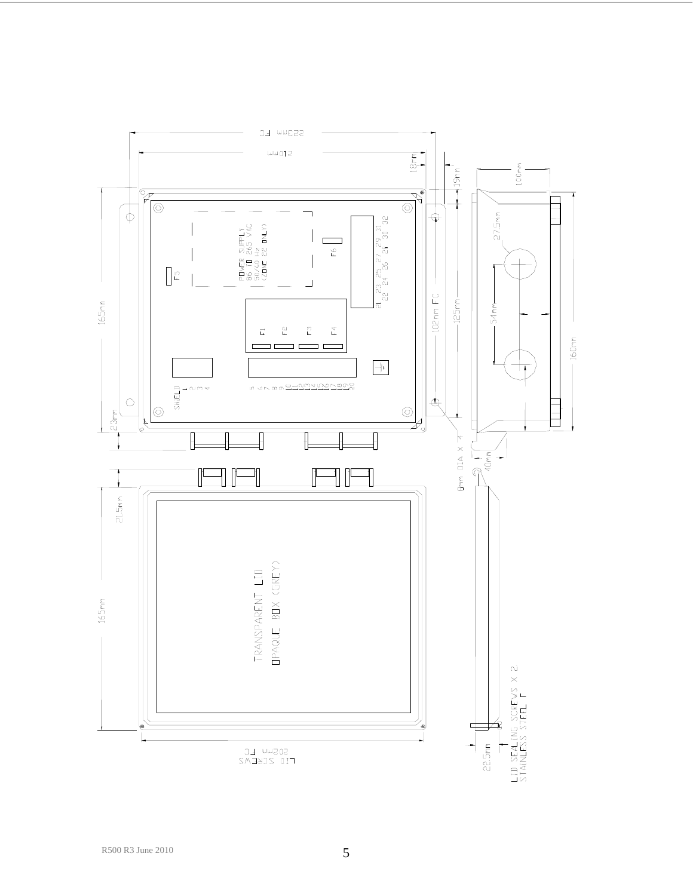223mm FC

210mm

18mm

19mm

100mm

POWER SUPPLY
86 TO 265 VAC
50/60 Hz
(ZONE 22 ONLY)

F5

F6

21 23 25 27 29 31
22 24 26 28 30 32

F1 F2 F3 F4

275mm

54mm

165mm

102mm FC

125mm

160mm

SHIELD
1 2 3 4

5 6 7 8 9 10 11 12 13 14 15 16 17 18 19 20

23mm

8mm DIA X 4

40mm

215mm

TRANSPARENT LID
OPAQUE BOX (GREY)

165mm

LID SEALING SCREWS X 2
STAINLESS STEEL

22.5mm

202mm FC
LID SCREWS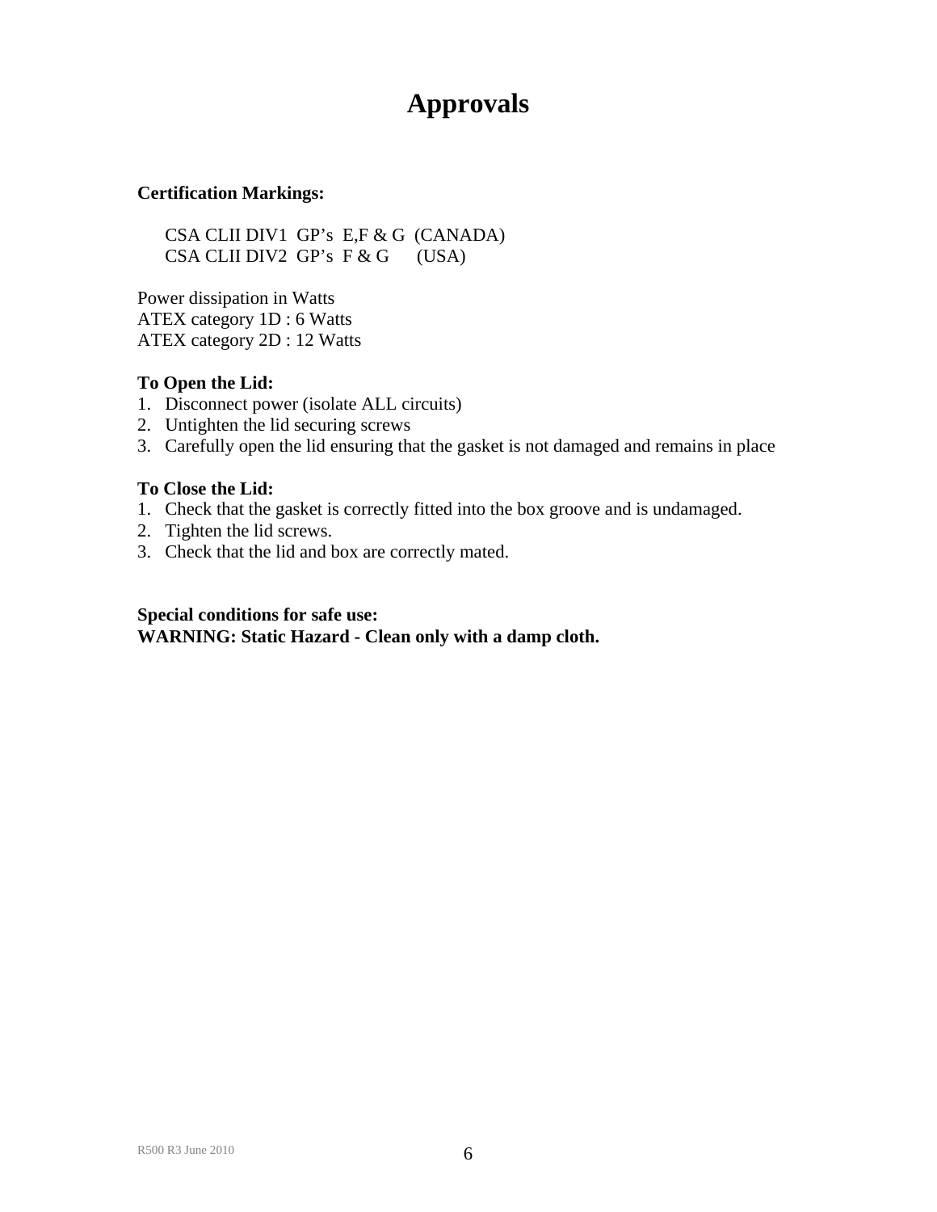# Approvals

**Certification Markings:**

CSA CLII DIV1 GP's E,F & G (CANADA)
CSA CLII DIV2 GP's F & G (USA)

Power dissipation in Watts
ATEX category 1D : 6 Watts
ATEX category 2D : 12 Watts

**To Open the Lid:**

1. Disconnect power (isolate ALL circuits)
2. Untighten the lid securing screws
3. Carefully open the lid ensuring that the gasket is not damaged and remains in place

**To Close the Lid:**

1. Check that the gasket is correctly fitted into the box groove and is undamaged.
2. Tighten the lid screws.
3. Check that the lid and box are correctly mated.

**Special conditions for safe use:**
**WARNING: Static Hazard - Clean only with a damp cloth.**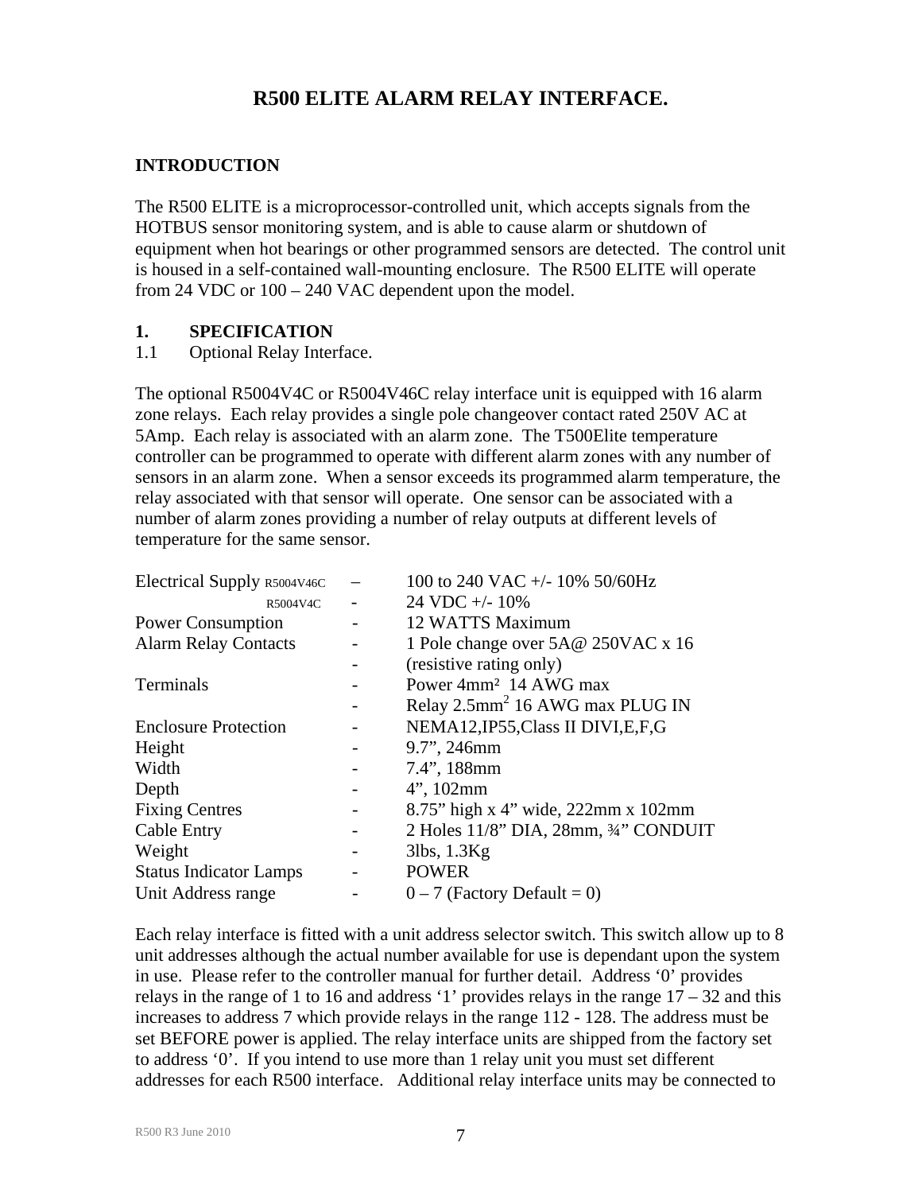# R500 ELITE ALARM RELAY INTERFACE.

## INTRODUCTION

The R500 ELITE is a microprocessor-controlled unit, which accepts signals from the HOTBUS sensor monitoring system, and is able to cause alarm or shutdown of equipment when hot bearings or other programmed sensors are detected. The control unit is housed in a self-contained wall-mounting enclosure. The R500 ELITE will operate from 24 VDC or 100 – 240 VAC dependent upon the model.

## 1. SPECIFICATION

### 1.1 Optional Relay Interface.

The optional R5004V4C or R5004V46C relay interface unit is equipped with 16 alarm zone relays. Each relay provides a single pole changeover contact rated 250V AC at 5Amp. Each relay is associated with an alarm zone. The T500Elite temperature controller can be programmed to operate with different alarm zones with any number of sensors in an alarm zone. When a sensor exceeds its programmed alarm temperature, the relay associated with that sensor will operate. One sensor can be associated with a number of alarm zones providing a number of relay outputs at different levels of temperature for the same sensor.

| | | |
|---|---|---|
| Electrical Supply R5004V46C | – | 100 to 240 VAC +/- 10% 50/60Hz |
| R5004V4C | - | 24 VDC +/- 10% |
| Power Consumption | - | 12 WATTS Maximum |
| Alarm Relay Contacts | - | 1 Pole change over 5A@ 250VAC x 16 |
| | - | (resistive rating only) |
| Terminals | - | Power 4mm² 14 AWG max |
| | - | Relay 2.5mm² 16 AWG max PLUG IN |
| Enclosure Protection | - | NEMA12,IP55,Class II DIVI,E,F,G |
| Height | - | 9.7", 246mm |
| Width | - | 7.4", 188mm |
| Depth | - | 4", 102mm |
| Fixing Centres | - | 8.75" high x 4" wide, 222mm x 102mm |
| Cable Entry | - | 2 Holes 11/8" DIA, 28mm, ¾" CONDUIT |
| Weight | - | 3lbs, 1.3Kg |
| Status Indicator Lamps | - | POWER |
| Unit Address range | - | 0 – 7 (Factory Default = 0) |

Each relay interface is fitted with a unit address selector switch. This switch allow up to 8 unit addresses although the actual number available for use is dependant upon the system in use. Please refer to the controller manual for further detail. Address '0' provides relays in the range of 1 to 16 and address '1' provides relays in the range 17 – 32 and this increases to address 7 which provide relays in the range 112 - 128. The address must be set BEFORE power is applied. The relay interface units are shipped from the factory set to address '0'. If you intend to use more than 1 relay unit you must set different addresses for each R500 interface. Additional relay interface units may be connected to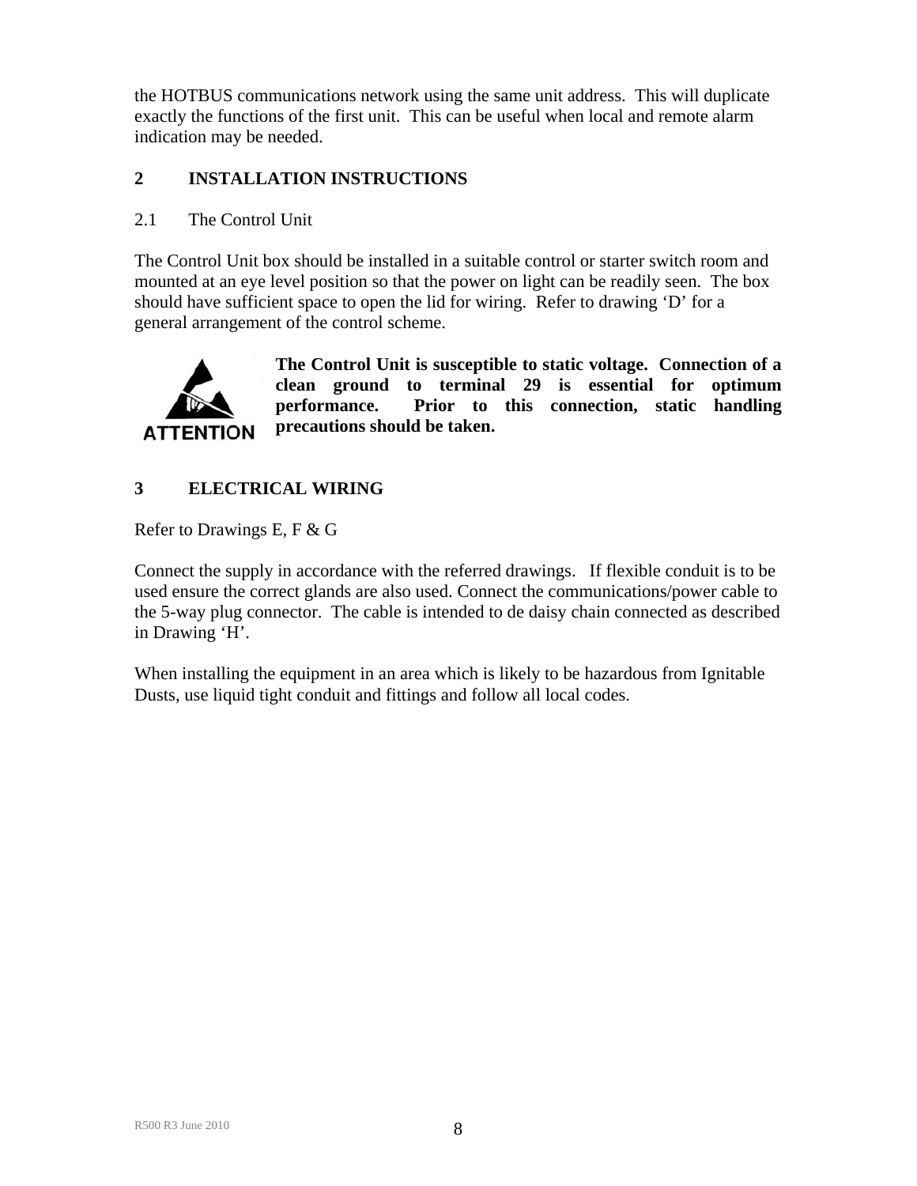the HOTBUS communications network using the same unit address. This will duplicate exactly the functions of the first unit. This can be useful when local and remote alarm indication may be needed.

## 2 INSTALLATION INSTRUCTIONS

### 2.1 The Control Unit

The Control Unit box should be installed in a suitable control or starter switch room and mounted at an eye level position so that the power on light can be readily seen. The box should have sufficient space to open the lid for wiring. Refer to drawing 'D' for a general arrangement of the control scheme.

ATTENTION

**The Control Unit is susceptible to static voltage. Connection of a clean ground to terminal 29 is essential for optimum performance. Prior to this connection, static handling precautions should be taken.**

## 3 ELECTRICAL WIRING

Refer to Drawings E, F & G

Connect the supply in accordance with the referred drawings. If flexible conduit is to be used ensure the correct glands are also used. Connect the communications/power cable to the 5-way plug connector. The cable is intended to de daisy chain connected as described in Drawing 'H'.

When installing the equipment in an area which is likely to be hazardous from Ignitable Dusts, use liquid tight conduit and fittings and follow all local codes.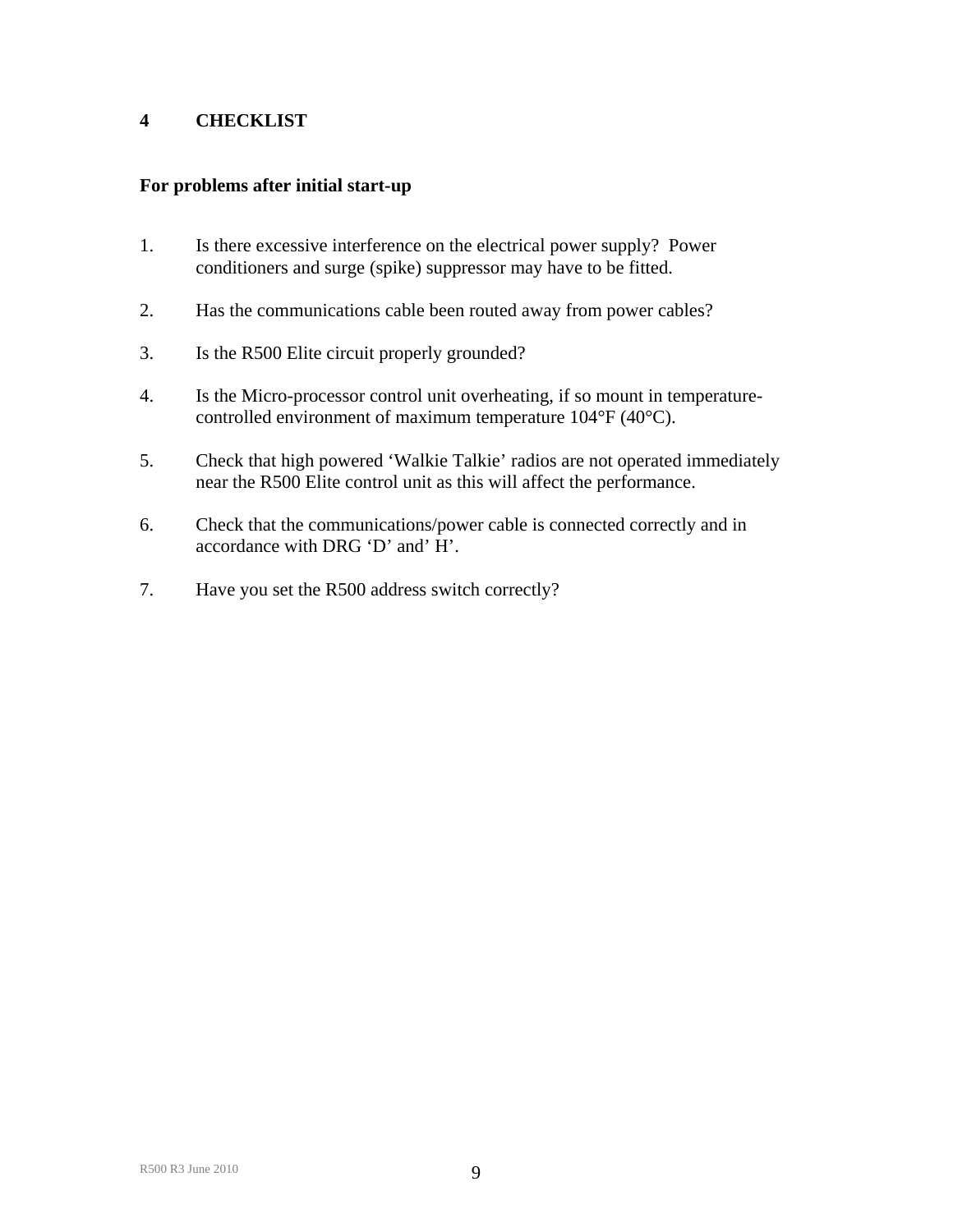# 4 CHECKLIST

**For problems after initial start-up**

1. Is there excessive interference on the electrical power supply? Power conditioners and surge (spike) suppressor may have to be fitted.

2. Has the communications cable been routed away from power cables?

3. Is the R500 Elite circuit properly grounded?

4. Is the Micro-processor control unit overheating, if so mount in temperature-controlled environment of maximum temperature 104°F (40°C).

5. Check that high powered 'Walkie Talkie' radios are not operated immediately near the R500 Elite control unit as this will affect the performance.

6. Check that the communications/power cable is connected correctly and in accordance with DRG 'D' and' H'.

7. Have you set the R500 address switch correctly?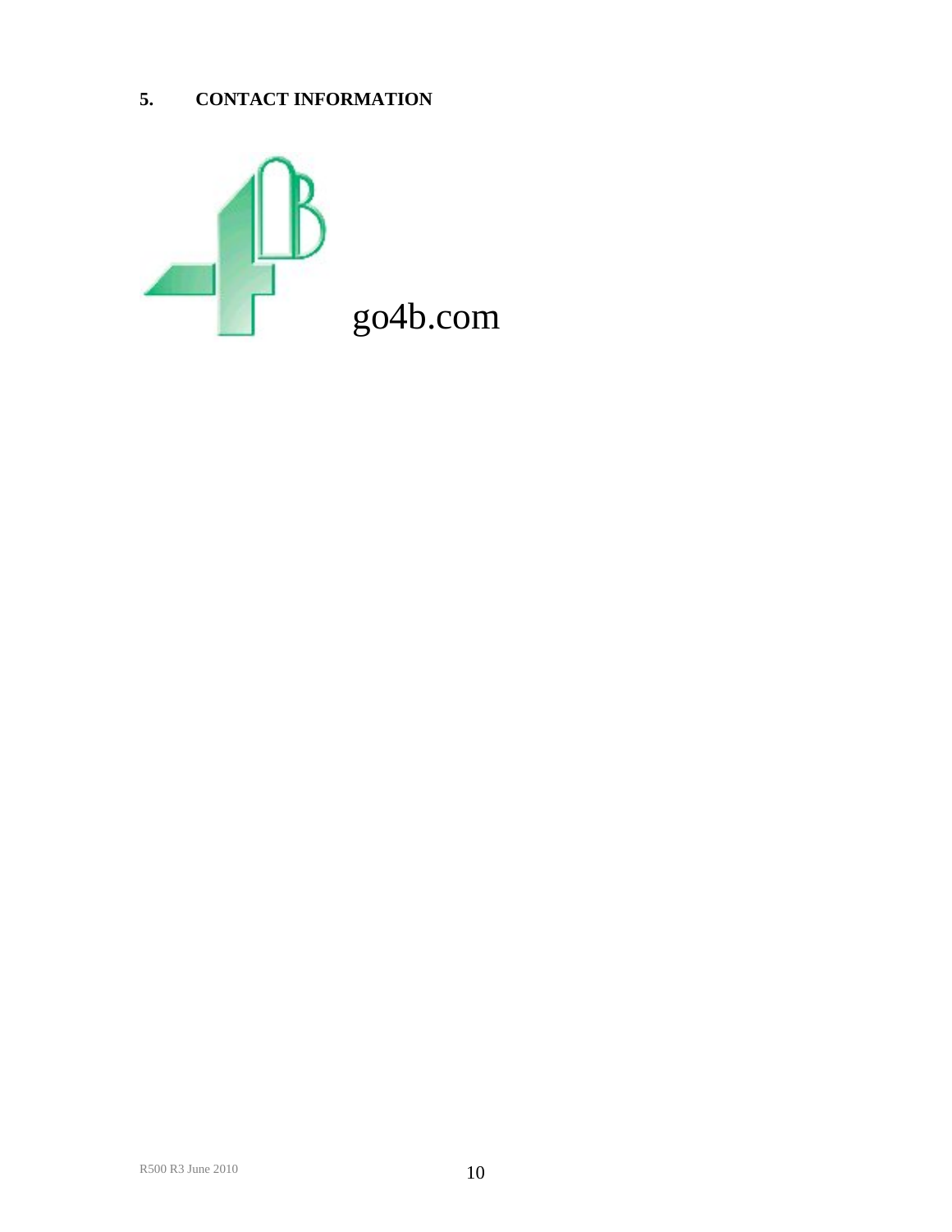## 5. CONTACT INFORMATION

go4b.com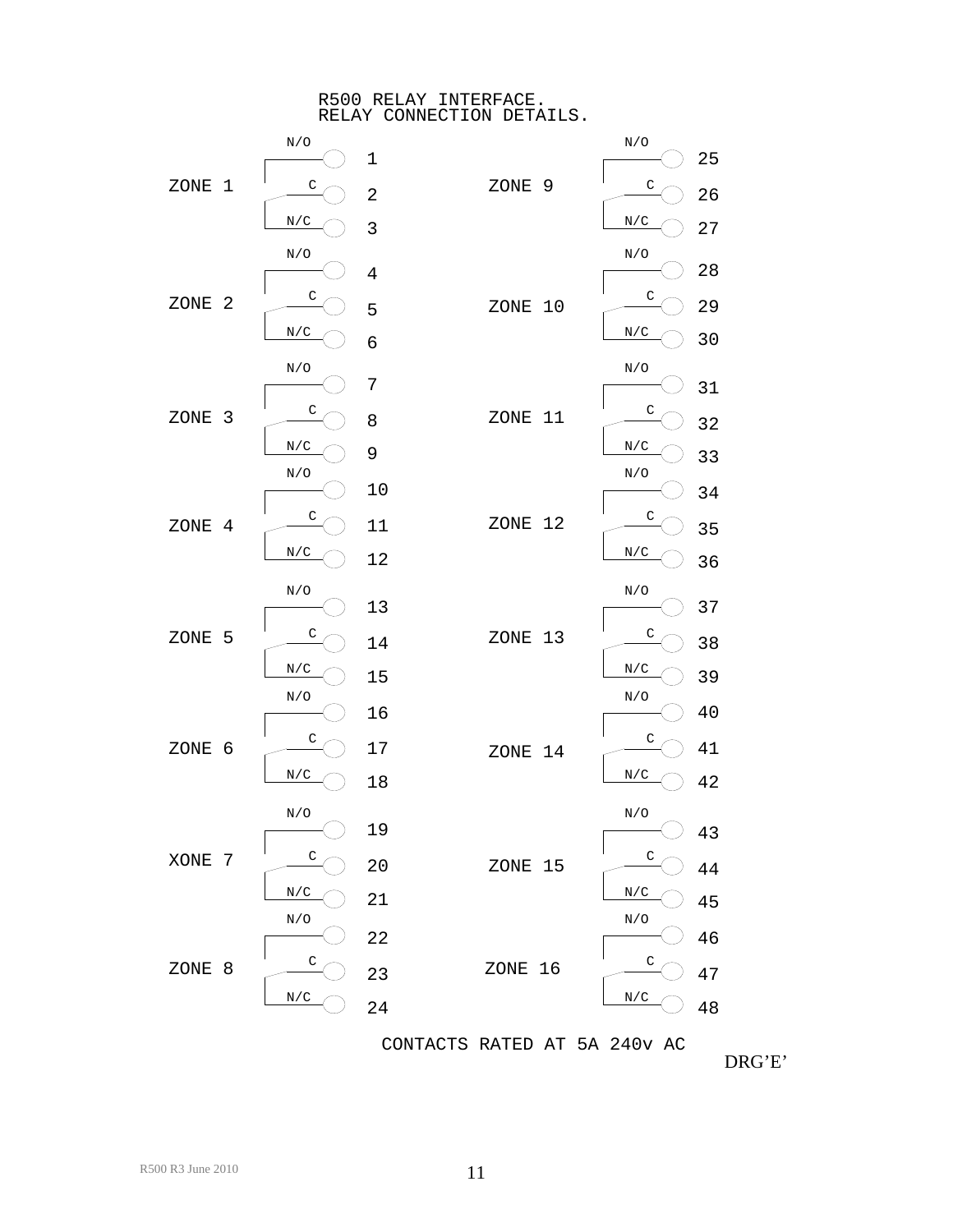# R500 RELAY INTERFACE.
## RELAY CONNECTION DETAILS.

| Zone | N/O | C | N/C |
|---|---|---|---|
| ZONE 1 | 1 | 2 | 3 |
| ZONE 2 | 4 | 5 | 6 |
| ZONE 3 | 7 | 8 | 9 |
| ZONE 4 | 10 | 11 | 12 |
| ZONE 5 | 13 | 14 | 15 |
| ZONE 6 | 16 | 17 | 18 |
| XONE 7 | 19 | 20 | 21 |
| ZONE 8 | 22 | 23 | 24 |
| ZONE 9 | 25 | 26 | 27 |
| ZONE 10 | 28 | 29 | 30 |
| ZONE 11 | 31 | 32 | 33 |
| ZONE 12 | 34 | 35 | 36 |
| ZONE 13 | 37 | 38 | 39 |
| ZONE 14 | 40 | 41 | 42 |
| ZONE 15 | 43 | 44 | 45 |
| ZONE 16 | 46 | 47 | 48 |

CONTACTS RATED AT 5A 240v AC

DRG'E'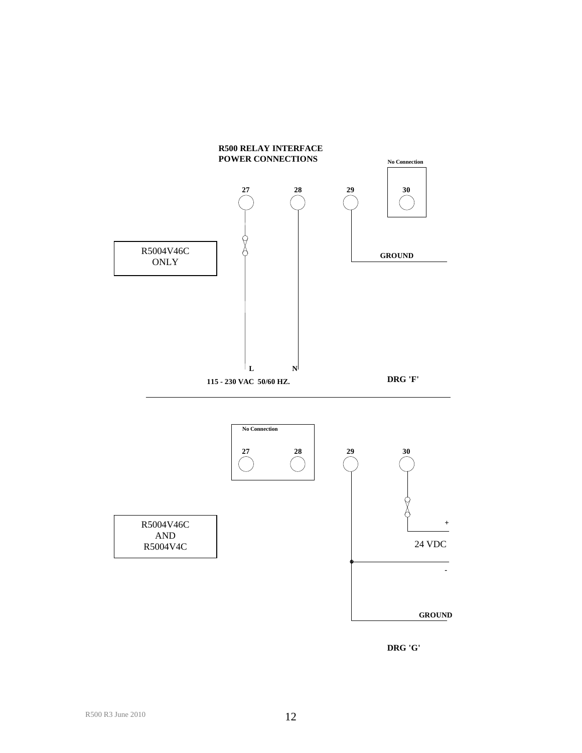**R500 RELAY INTERFACE**
**POWER CONNECTIONS**

R5004V46C ONLY

| 27 | 28 | 29 | 30 (No Connection) |
|---|---|---|---|
| L | N | GROUND | |

115 - 230 VAC 50/60 HZ.

**DRG 'F'**

---

R5004V46C AND R5004V4C

| 27 (No Connection) | 28 (No Connection) | 29 | 30 |
|---|---|---|---|
| | | - / GROUND | + |

24 VDC

**DRG 'G'**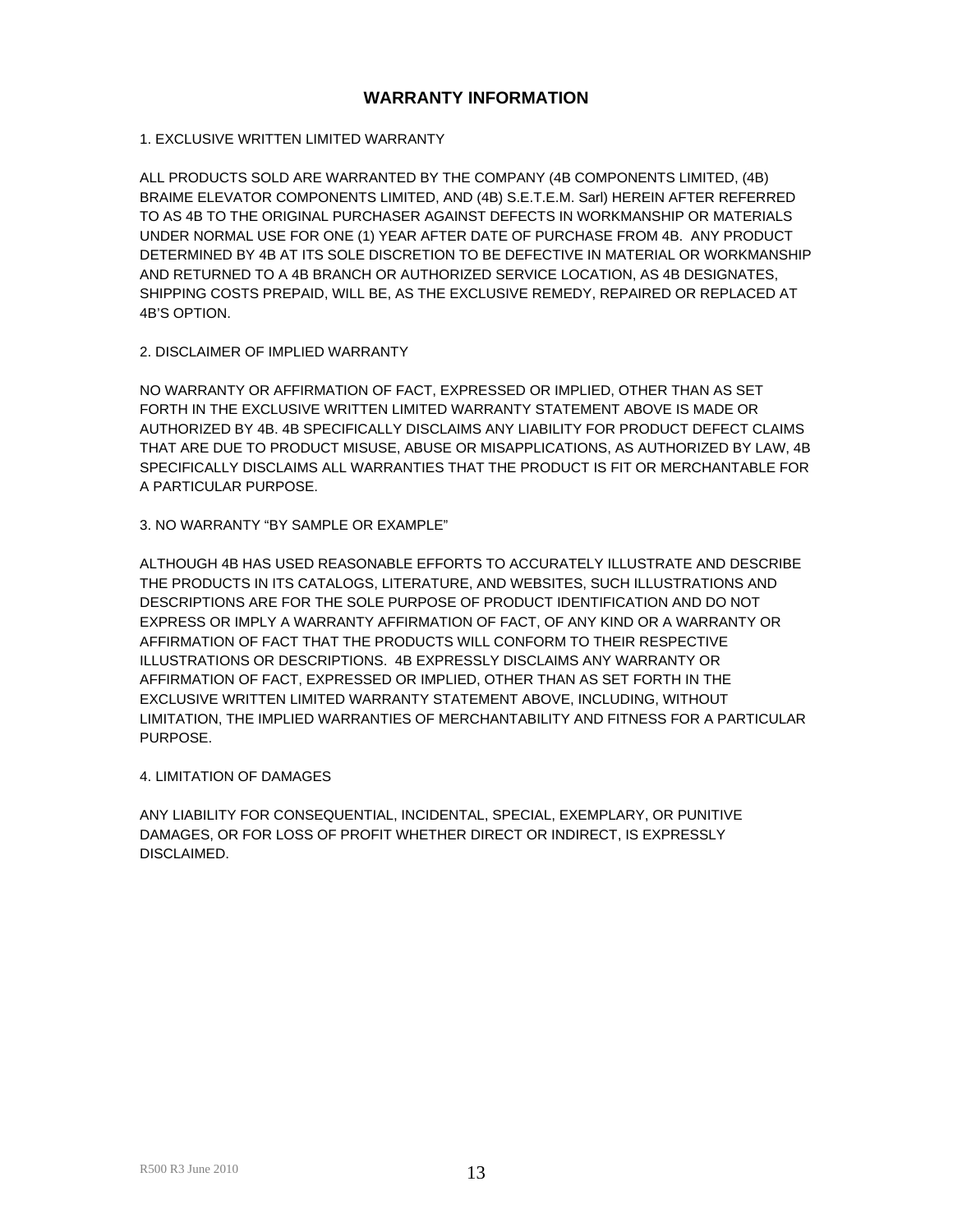# WARRANTY INFORMATION

1. EXCLUSIVE WRITTEN LIMITED WARRANTY

ALL PRODUCTS SOLD ARE WARRANTED BY THE COMPANY (4B COMPONENTS LIMITED, (4B) BRAIME ELEVATOR COMPONENTS LIMITED, AND (4B) S.E.T.E.M. Sarl) HEREIN AFTER REFERRED TO AS 4B TO THE ORIGINAL PURCHASER AGAINST DEFECTS IN WORKMANSHIP OR MATERIALS UNDER NORMAL USE FOR ONE (1) YEAR AFTER DATE OF PURCHASE FROM 4B. ANY PRODUCT DETERMINED BY 4B AT ITS SOLE DISCRETION TO BE DEFECTIVE IN MATERIAL OR WORKMANSHIP AND RETURNED TO A 4B BRANCH OR AUTHORIZED SERVICE LOCATION, AS 4B DESIGNATES, SHIPPING COSTS PREPAID, WILL BE, AS THE EXCLUSIVE REMEDY, REPAIRED OR REPLACED AT 4B'S OPTION.

2. DISCLAIMER OF IMPLIED WARRANTY

NO WARRANTY OR AFFIRMATION OF FACT, EXPRESSED OR IMPLIED, OTHER THAN AS SET FORTH IN THE EXCLUSIVE WRITTEN LIMITED WARRANTY STATEMENT ABOVE IS MADE OR AUTHORIZED BY 4B. 4B SPECIFICALLY DISCLAIMS ANY LIABILITY FOR PRODUCT DEFECT CLAIMS THAT ARE DUE TO PRODUCT MISUSE, ABUSE OR MISAPPLICATIONS, AS AUTHORIZED BY LAW, 4B SPECIFICALLY DISCLAIMS ALL WARRANTIES THAT THE PRODUCT IS FIT OR MERCHANTABLE FOR A PARTICULAR PURPOSE.

3. NO WARRANTY "BY SAMPLE OR EXAMPLE"

ALTHOUGH 4B HAS USED REASONABLE EFFORTS TO ACCURATELY ILLUSTRATE AND DESCRIBE THE PRODUCTS IN ITS CATALOGS, LITERATURE, AND WEBSITES, SUCH ILLUSTRATIONS AND DESCRIPTIONS ARE FOR THE SOLE PURPOSE OF PRODUCT IDENTIFICATION AND DO NOT EXPRESS OR IMPLY A WARRANTY AFFIRMATION OF FACT, OF ANY KIND OR A WARRANTY OR AFFIRMATION OF FACT THAT THE PRODUCTS WILL CONFORM TO THEIR RESPECTIVE ILLUSTRATIONS OR DESCRIPTIONS. 4B EXPRESSLY DISCLAIMS ANY WARRANTY OR AFFIRMATION OF FACT, EXPRESSED OR IMPLIED, OTHER THAN AS SET FORTH IN THE EXCLUSIVE WRITTEN LIMITED WARRANTY STATEMENT ABOVE, INCLUDING, WITHOUT LIMITATION, THE IMPLIED WARRANTIES OF MERCHANTABILITY AND FITNESS FOR A PARTICULAR PURPOSE.

4. LIMITATION OF DAMAGES

ANY LIABILITY FOR CONSEQUENTIAL, INCIDENTAL, SPECIAL, EXEMPLARY, OR PUNITIVE DAMAGES, OR FOR LOSS OF PROFIT WHETHER DIRECT OR INDIRECT, IS EXPRESSLY DISCLAIMED.